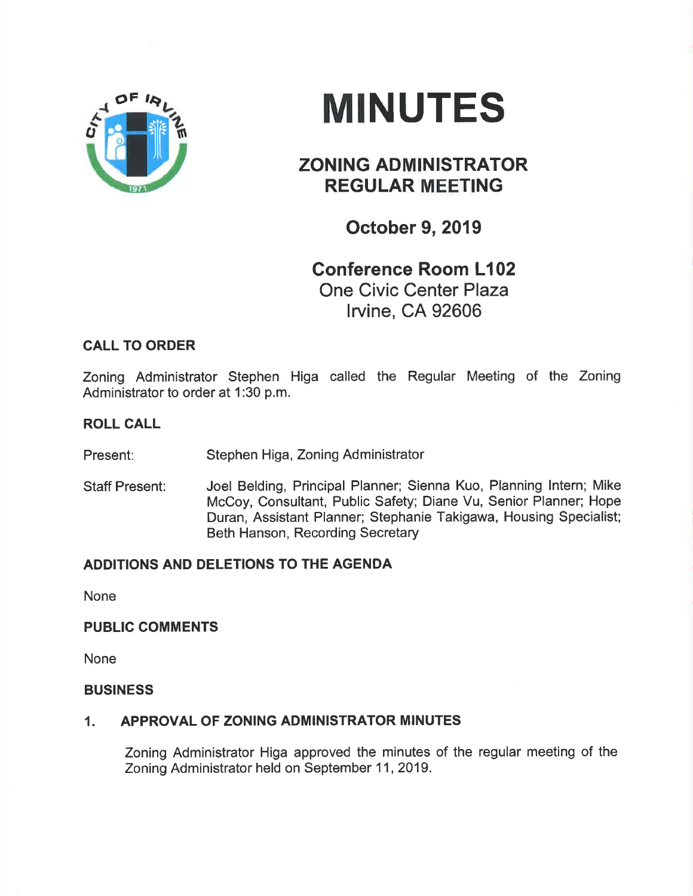# MINUTES

## ZONING ADMINISTRATOR REGULAR MEETING

### October 9, 2019

### Conference Room L102
One Civic Center Plaza
Irvine, CA 92606

**CALL TO ORDER**

Zoning Administrator Stephen Higa called the Regular Meeting of the Zoning Administrator to order at 1:30 p.m.

**ROLL CALL**

Present: Stephen Higa, Zoning Administrator

Staff Present: Joel Belding, Principal Planner; Sienna Kuo, Planning Intern; Mike McCoy, Consultant, Public Safety; Diane Vu, Senior Planner; Hope Duran, Assistant Planner; Stephanie Takigawa, Housing Specialist; Beth Hanson, Recording Secretary

**ADDITIONS AND DELETIONS TO THE AGENDA**

None

**PUBLIC COMMENTS**

None

**BUSINESS**

**1. APPROVAL OF ZONING ADMINISTRATOR MINUTES**

Zoning Administrator Higa approved the minutes of the regular meeting of the Zoning Administrator held on September 11, 2019.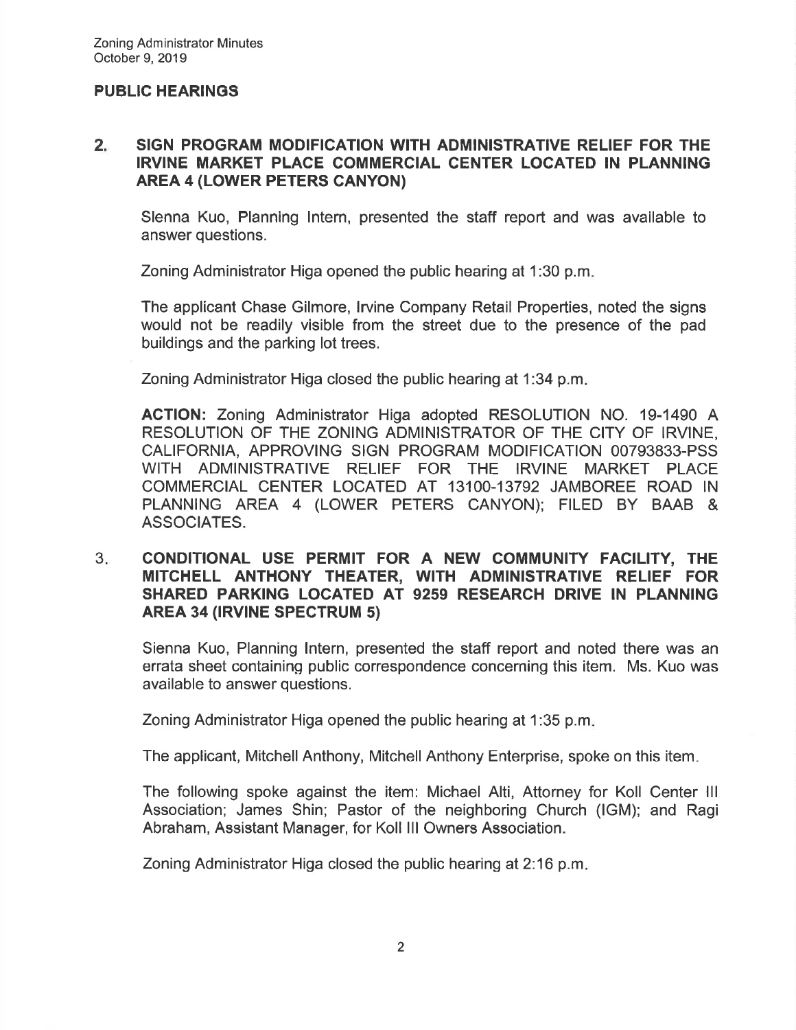## PUBLIC HEARINGS

### 2. SIGN PROGRAM MODIFICATION WITH ADMINISTRATIVE RELIEF FOR THE IRVINE MARKET PLACE COMMERCIAL CENTER LOCATED IN PLANNING AREA 4 (LOWER PETERS CANYON)

Slenna Kuo, Planning Intern, presented the staff report and was available to answer questions.

Zoning Administrator Higa opened the public hearing at 1:30 p.m.

The applicant Chase Gilmore, Irvine Company Retail Properties, noted the signs would not be readily visible from the street due to the presence of the pad buildings and the parking lot trees.

Zoning Administrator Higa closed the public hearing at 1:34 p.m.

**ACTION:** Zoning Administrator Higa adopted RESOLUTION NO. 19-1490 A RESOLUTION OF THE ZONING ADMINISTRATOR OF THE CITY OF IRVINE, CALIFORNIA, APPROVING SIGN PROGRAM MODIFICATION 00793833-PSS WITH ADMINISTRATIVE RELIEF FOR THE IRVINE MARKET PLACE COMMERCIAL CENTER LOCATED AT 13100-13792 JAMBOREE ROAD IN PLANNING AREA 4 (LOWER PETERS CANYON); FILED BY BAAB & ASSOCIATES.

### 3. CONDITIONAL USE PERMIT FOR A NEW COMMUNITY FACILITY, THE MITCHELL ANTHONY THEATER, WITH ADMINISTRATIVE RELIEF FOR SHARED PARKING LOCATED AT 9259 RESEARCH DRIVE IN PLANNING AREA 34 (IRVINE SPECTRUM 5)

Sienna Kuo, Planning Intern, presented the staff report and noted there was an errata sheet containing public correspondence concerning this item. Ms. Kuo was available to answer questions.

Zoning Administrator Higa opened the public hearing at 1:35 p.m.

The applicant, Mitchell Anthony, Mitchell Anthony Enterprise, spoke on this item.

The following spoke against the item: Michael Alti, Attorney for Koll Center III Association; James Shin; Pastor of the neighboring Church (IGM); and Ragi Abraham, Assistant Manager, for Koll III Owners Association.

Zoning Administrator Higa closed the public hearing at 2:16 p.m.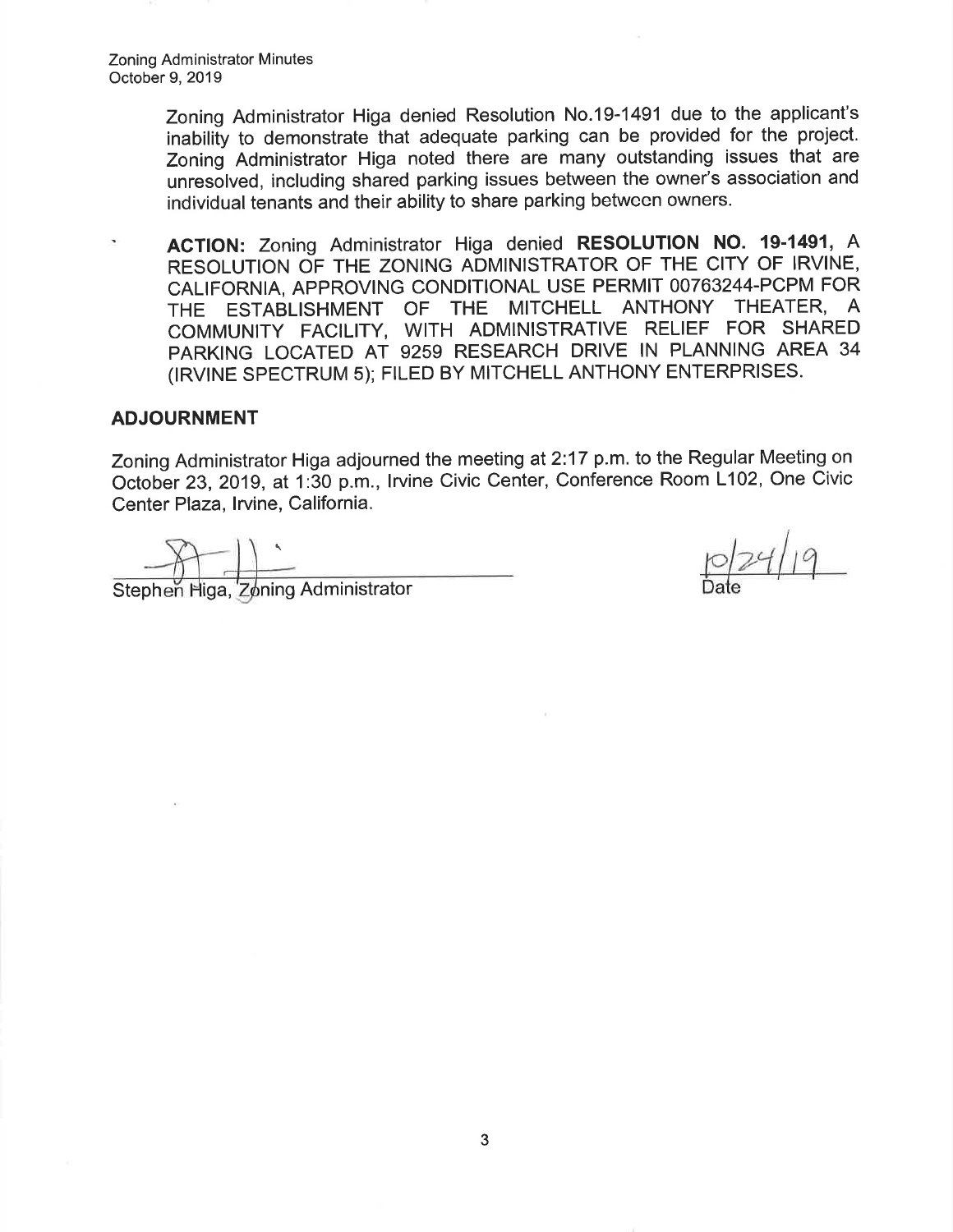Zoning Administrator Higa denied Resolution No.19-1491 due to the applicant's inability to demonstrate that adequate parking can be provided for the project. Zoning Administrator Higa noted there are many outstanding issues that are unresolved, including shared parking issues between the owner's association and individual tenants and their ability to share parking between owners.

**ACTION:** Zoning Administrator Higa denied **RESOLUTION NO. 19-1491,** A RESOLUTION OF THE ZONING ADMINISTRATOR OF THE CITY OF IRVINE, CALIFORNIA, APPROVING CONDITIONAL USE PERMIT 00763244-PCPM FOR THE ESTABLISHMENT OF THE MITCHELL ANTHONY THEATER, A COMMUNITY FACILITY, WITH ADMINISTRATIVE RELIEF FOR SHARED PARKING LOCATED AT 9259 RESEARCH DRIVE IN PLANNING AREA 34 (IRVINE SPECTRUM 5); FILED BY MITCHELL ANTHONY ENTERPRISES.

## ADJOURNMENT

Zoning Administrator Higa adjourned the meeting at 2:17 p.m. to the Regular Meeting on October 23, 2019, at 1:30 p.m., Irvine Civic Center, Conference Room L102, One Civic Center Plaza, Irvine, California.

Stephen Higa, Zoning Administrator

10/24/19
Date